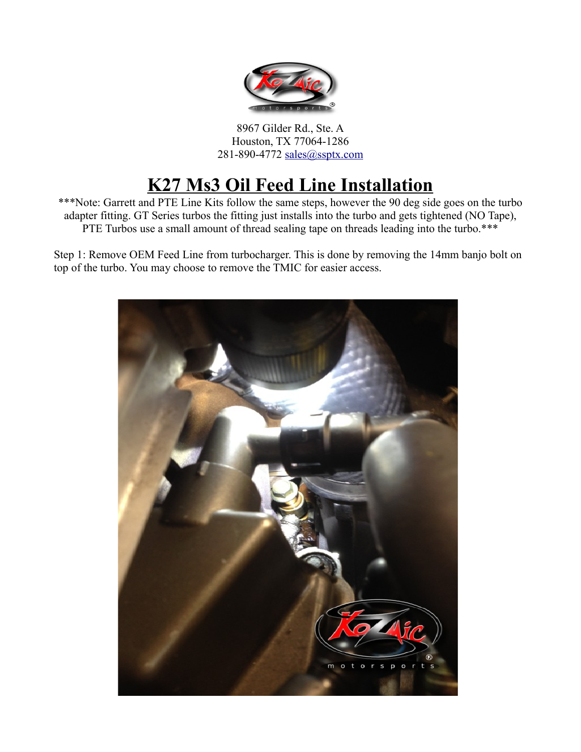8967 Gilder Rd., Ste. A
Houston, TX 77064-1286
281-890-4772 sales@ssptx.com

# K27 Ms3 Oil Feed Line Installation

***Note: Garrett and PTE Line Kits follow the same steps, however the 90 deg side goes on the turbo adapter fitting. GT Series turbos the fitting just installs into the turbo and gets tightened (NO Tape), PTE Turbos use a small amount of thread sealing tape on threads leading into the turbo.***

Step 1: Remove OEM Feed Line from turbocharger. This is done by removing the 14mm banjo bolt on top of the turbo. You may choose to remove the TMIC for easier access.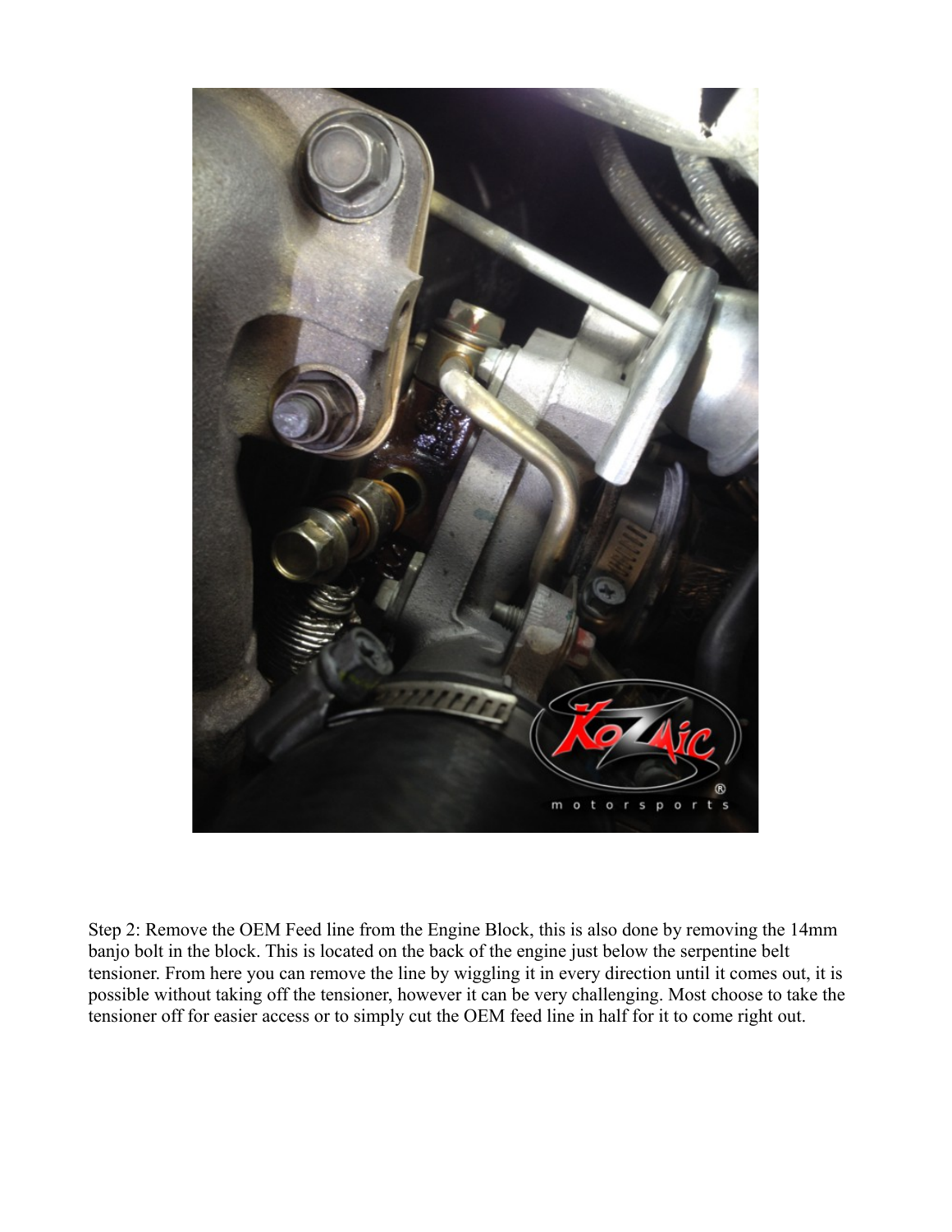Step 2: Remove the OEM Feed line from the Engine Block, this is also done by removing the 14mm banjo bolt in the block. This is located on the back of the engine just below the serpentine belt tensioner. From here you can remove the line by wiggling it in every direction until it comes out, it is possible without taking off the tensioner, however it can be very challenging. Most choose to take the tensioner off for easier access or to simply cut the OEM feed line in half for it to come right out.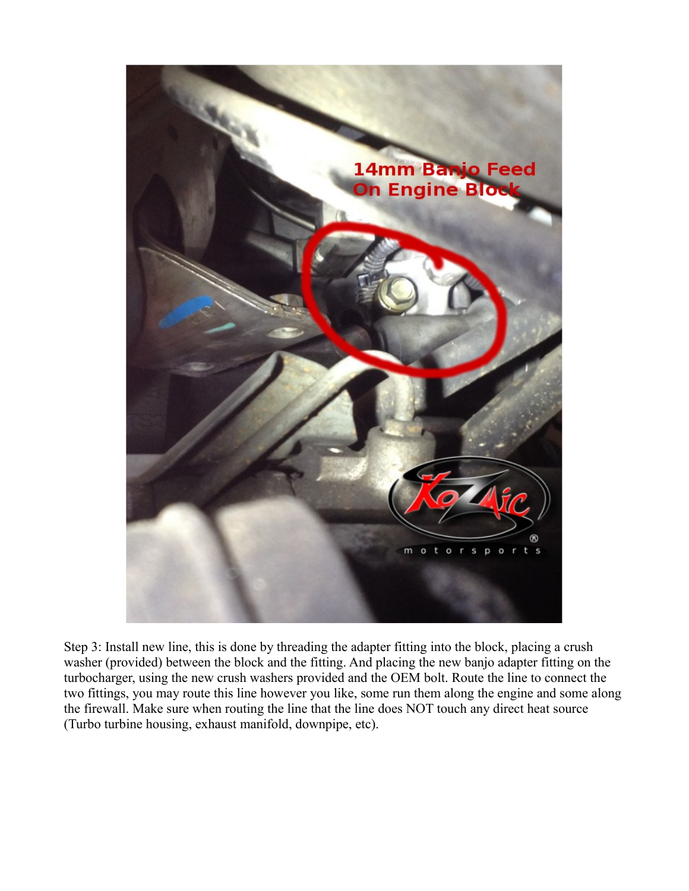Step 3: Install new line, this is done by threading the adapter fitting into the block, placing a crush washer (provided) between the block and the fitting. And placing the new banjo adapter fitting on the turbocharger, using the new crush washers provided and the OEM bolt. Route the line to connect the two fittings, you may route this line however you like, some run them along the engine and some along the firewall. Make sure when routing the line that the line does NOT touch any direct heat source (Turbo turbine housing, exhaust manifold, downpipe, etc).